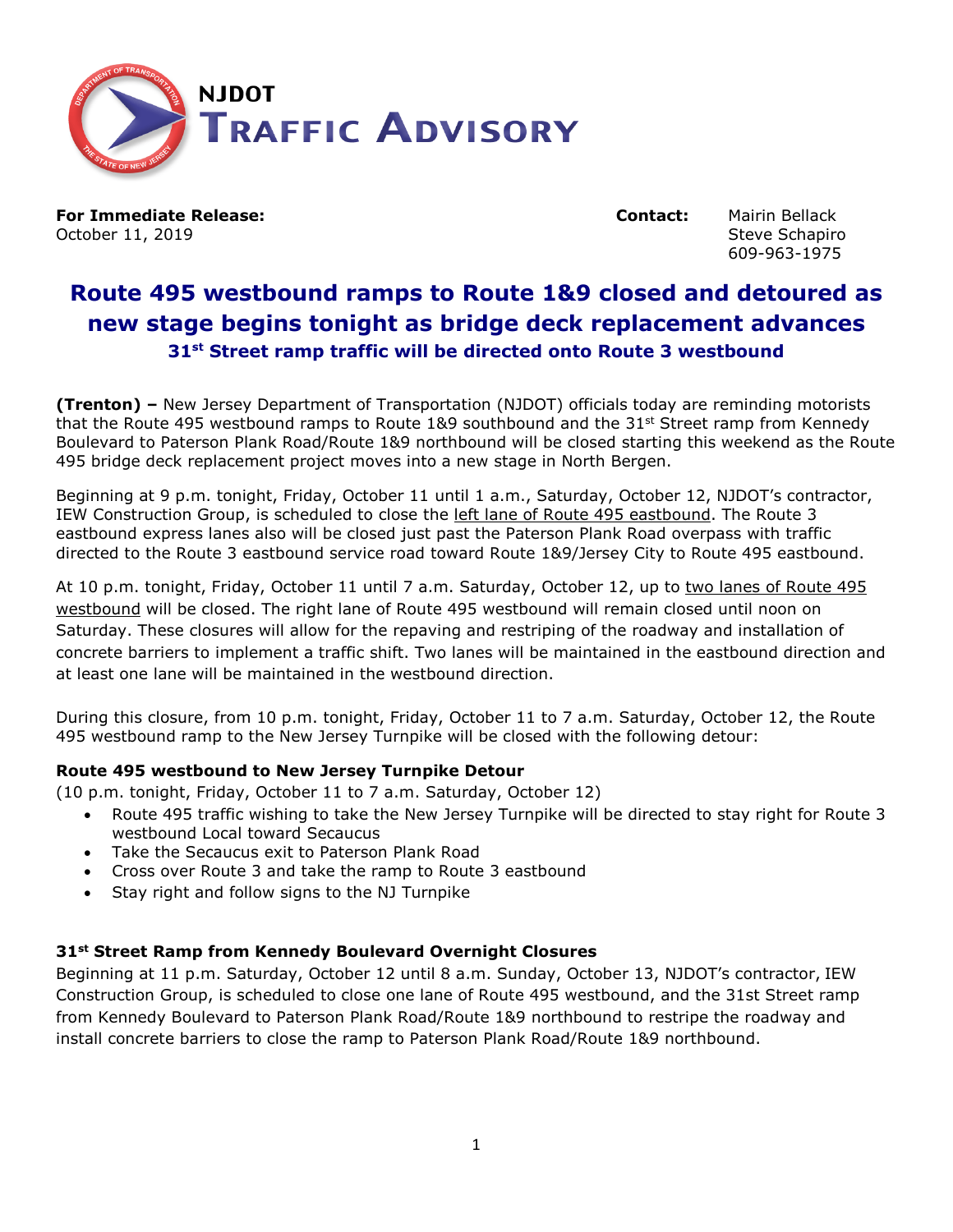# NJDOT TRAFFIC ADVISORY

**For Immediate Release:**
October 11, 2019

**Contact:** Mairin Bellack
Steve Schapiro
609-963-1975

## Route 495 westbound ramps to Route 1&9 closed and detoured as new stage begins tonight as bridge deck replacement advances

### 31st Street ramp traffic will be directed onto Route 3 westbound

**(Trenton) –** New Jersey Department of Transportation (NJDOT) officials today are reminding motorists that the Route 495 westbound ramps to Route 1&9 southbound and the 31st Street ramp from Kennedy Boulevard to Paterson Plank Road/Route 1&9 northbound will be closed starting this weekend as the Route 495 bridge deck replacement project moves into a new stage in North Bergen.

Beginning at 9 p.m. tonight, Friday, October 11 until 1 a.m., Saturday, October 12, NJDOT's contractor, IEW Construction Group, is scheduled to close the left lane of Route 495 eastbound. The Route 3 eastbound express lanes also will be closed just past the Paterson Plank Road overpass with traffic directed to the Route 3 eastbound service road toward Route 1&9/Jersey City to Route 495 eastbound.

At 10 p.m. tonight, Friday, October 11 until 7 a.m. Saturday, October 12, up to two lanes of Route 495 westbound will be closed. The right lane of Route 495 westbound will remain closed until noon on Saturday. These closures will allow for the repaving and restriping of the roadway and installation of concrete barriers to implement a traffic shift. Two lanes will be maintained in the eastbound direction and at least one lane will be maintained in the westbound direction.

During this closure, from 10 p.m. tonight, Friday, October 11 to 7 a.m. Saturday, October 12, the Route 495 westbound ramp to the New Jersey Turnpike will be closed with the following detour:

**Route 495 westbound to New Jersey Turnpike Detour**
(10 p.m. tonight, Friday, October 11 to 7 a.m. Saturday, October 12)

- Route 495 traffic wishing to take the New Jersey Turnpike will be directed to stay right for Route 3 westbound Local toward Secaucus
- Take the Secaucus exit to Paterson Plank Road
- Cross over Route 3 and take the ramp to Route 3 eastbound
- Stay right and follow signs to the NJ Turnpike

**31st Street Ramp from Kennedy Boulevard Overnight Closures**

Beginning at 11 p.m. Saturday, October 12 until 8 a.m. Sunday, October 13, NJDOT's contractor, IEW Construction Group, is scheduled to close one lane of Route 495 westbound, and the 31st Street ramp from Kennedy Boulevard to Paterson Plank Road/Route 1&9 northbound to restripe the roadway and install concrete barriers to close the ramp to Paterson Plank Road/Route 1&9 northbound.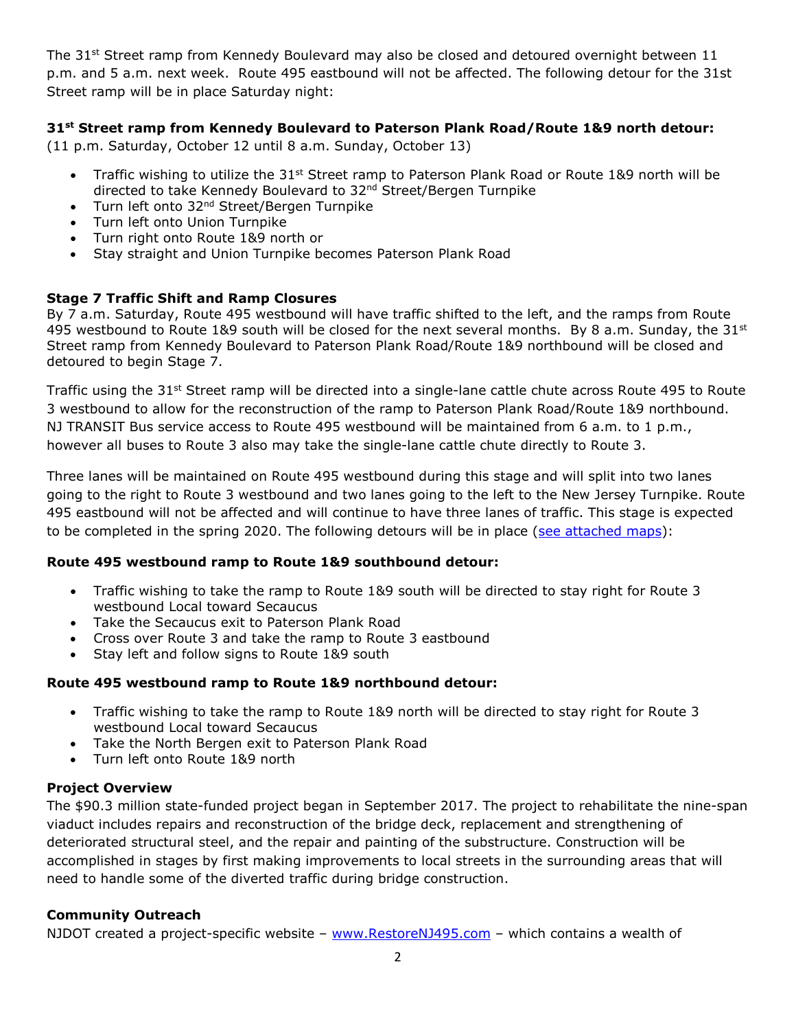The 31st Street ramp from Kennedy Boulevard may also be closed and detoured overnight between 11 p.m. and 5 a.m. next week. Route 495 eastbound will not be affected. The following detour for the 31st Street ramp will be in place Saturday night:

**31st Street ramp from Kennedy Boulevard to Paterson Plank Road/Route 1&9 north detour:**
(11 p.m. Saturday, October 12 until 8 a.m. Sunday, October 13)

- Traffic wishing to utilize the 31st Street ramp to Paterson Plank Road or Route 1&9 north will be directed to take Kennedy Boulevard to 32nd Street/Bergen Turnpike
- Turn left onto 32nd Street/Bergen Turnpike
- Turn left onto Union Turnpike
- Turn right onto Route 1&9 north or
- Stay straight and Union Turnpike becomes Paterson Plank Road

**Stage 7 Traffic Shift and Ramp Closures**

By 7 a.m. Saturday, Route 495 westbound will have traffic shifted to the left, and the ramps from Route 495 westbound to Route 1&9 south will be closed for the next several months. By 8 a.m. Sunday, the 31st Street ramp from Kennedy Boulevard to Paterson Plank Road/Route 1&9 northbound will be closed and detoured to begin Stage 7.

Traffic using the 31st Street ramp will be directed into a single-lane cattle chute across Route 495 to Route 3 westbound to allow for the reconstruction of the ramp to Paterson Plank Road/Route 1&9 northbound. NJ TRANSIT Bus service access to Route 495 westbound will be maintained from 6 a.m. to 1 p.m., however all buses to Route 3 also may take the single-lane cattle chute directly to Route 3.

Three lanes will be maintained on Route 495 westbound during this stage and will split into two lanes going to the right to Route 3 westbound and two lanes going to the left to the New Jersey Turnpike. Route 495 eastbound will not be affected and will continue to have three lanes of traffic. This stage is expected to be completed in the spring 2020. The following detours will be in place (see attached maps):

**Route 495 westbound ramp to Route 1&9 southbound detour:**

- Traffic wishing to take the ramp to Route 1&9 south will be directed to stay right for Route 3 westbound Local toward Secaucus
- Take the Secaucus exit to Paterson Plank Road
- Cross over Route 3 and take the ramp to Route 3 eastbound
- Stay left and follow signs to Route 1&9 south

**Route 495 westbound ramp to Route 1&9 northbound detour:**

- Traffic wishing to take the ramp to Route 1&9 north will be directed to stay right for Route 3 westbound Local toward Secaucus
- Take the North Bergen exit to Paterson Plank Road
- Turn left onto Route 1&9 north

**Project Overview**

The $90.3 million state-funded project began in September 2017. The project to rehabilitate the nine-span viaduct includes repairs and reconstruction of the bridge deck, replacement and strengthening of deteriorated structural steel, and the repair and painting of the substructure. Construction will be accomplished in stages by first making improvements to local streets in the surrounding areas that will need to handle some of the diverted traffic during bridge construction.

**Community Outreach**

NJDOT created a project-specific website – www.RestoreNJ495.com – which contains a wealth of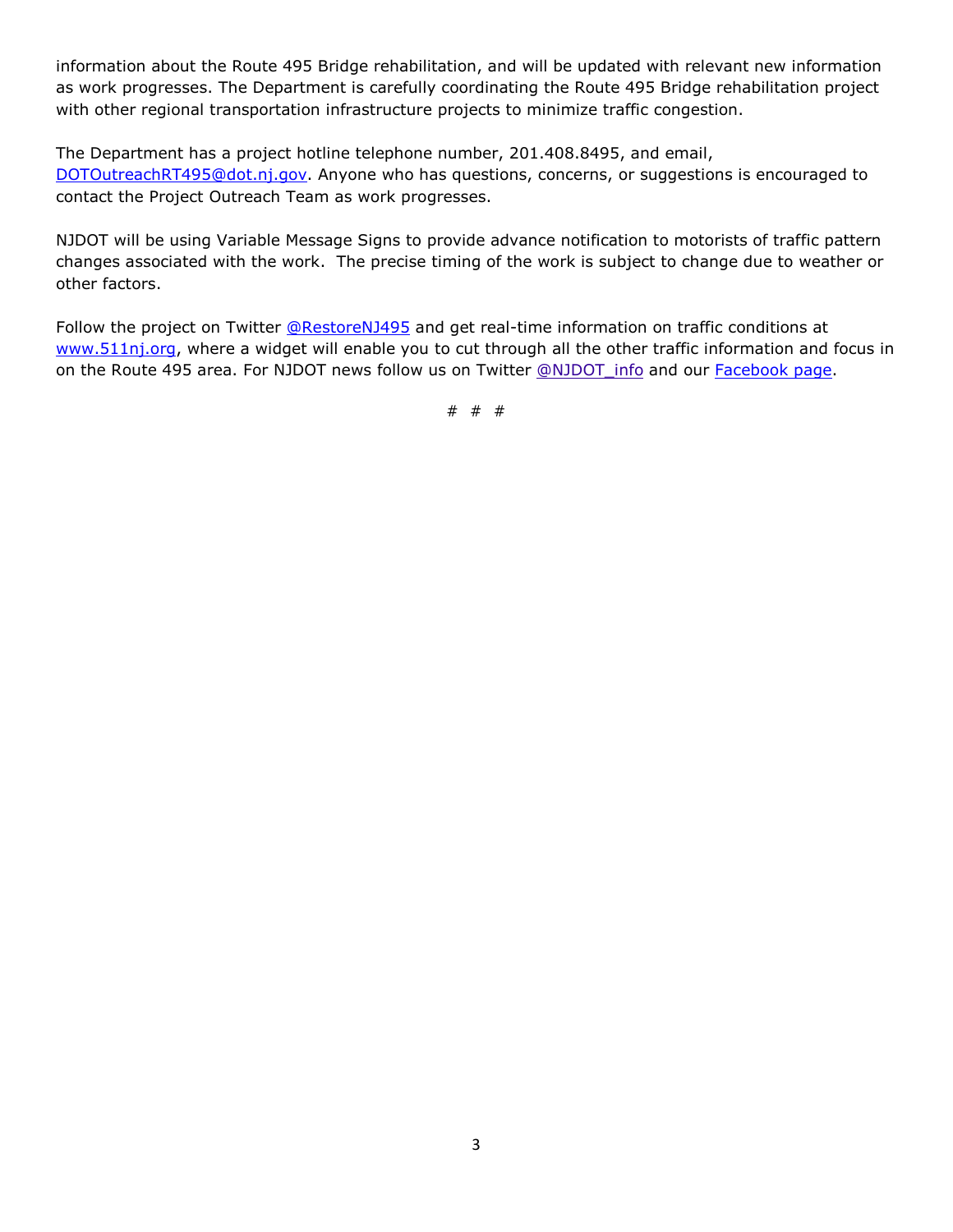information about the Route 495 Bridge rehabilitation, and will be updated with relevant new information as work progresses. The Department is carefully coordinating the Route 495 Bridge rehabilitation project with other regional transportation infrastructure projects to minimize traffic congestion.

The Department has a project hotline telephone number, 201.408.8495, and email, DOTOutreachRT495@dot.nj.gov. Anyone who has questions, concerns, or suggestions is encouraged to contact the Project Outreach Team as work progresses.

NJDOT will be using Variable Message Signs to provide advance notification to motorists of traffic pattern changes associated with the work. The precise timing of the work is subject to change due to weather or other factors.

Follow the project on Twitter @RestoreNJ495 and get real-time information on traffic conditions at www.511nj.org, where a widget will enable you to cut through all the other traffic information and focus in on the Route 495 area. For NJDOT news follow us on Twitter @NJDOT_info and our Facebook page.

# # #